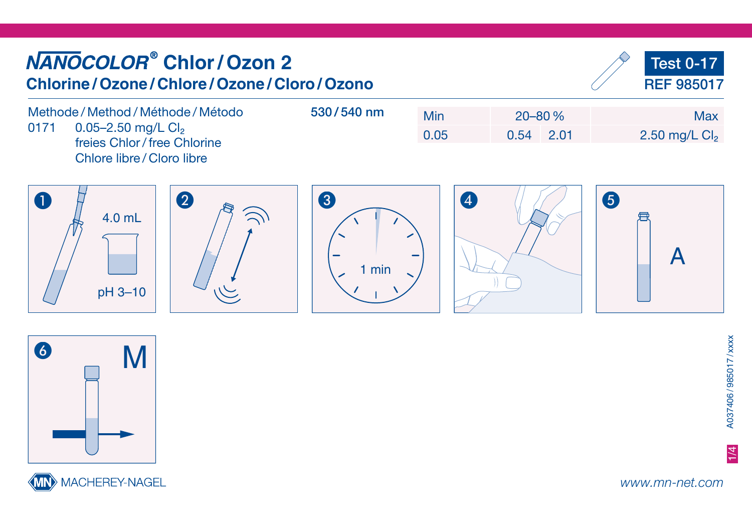# NANOCOLOR® Chlor / Ozon 2

## Chlorine / Ozone / Chlore / Ozone / Cloro / Ozono

**Test 0-17**
**REF 985017**

Methode / Method / Méthode / Método
0171 0.05–2.50 mg/L $Cl_2$
freies Chlor / free Chlorine
Chlore libre / Cloro libre

**530 / 540 nm**

| Min | 20–80 % | | Max |
|---|---|---|---|
| 0.05 | 0.54 | 2.01 | 2.50 mg/L $Cl_2$ |

1. 4.0 mL
   pH 3–10
2. (shake)
3. 1 min
4. (wipe)
5. A
6. M

MACHEREY-NAGEL

www.mn-net.com

A037406 / 985017 / xxxx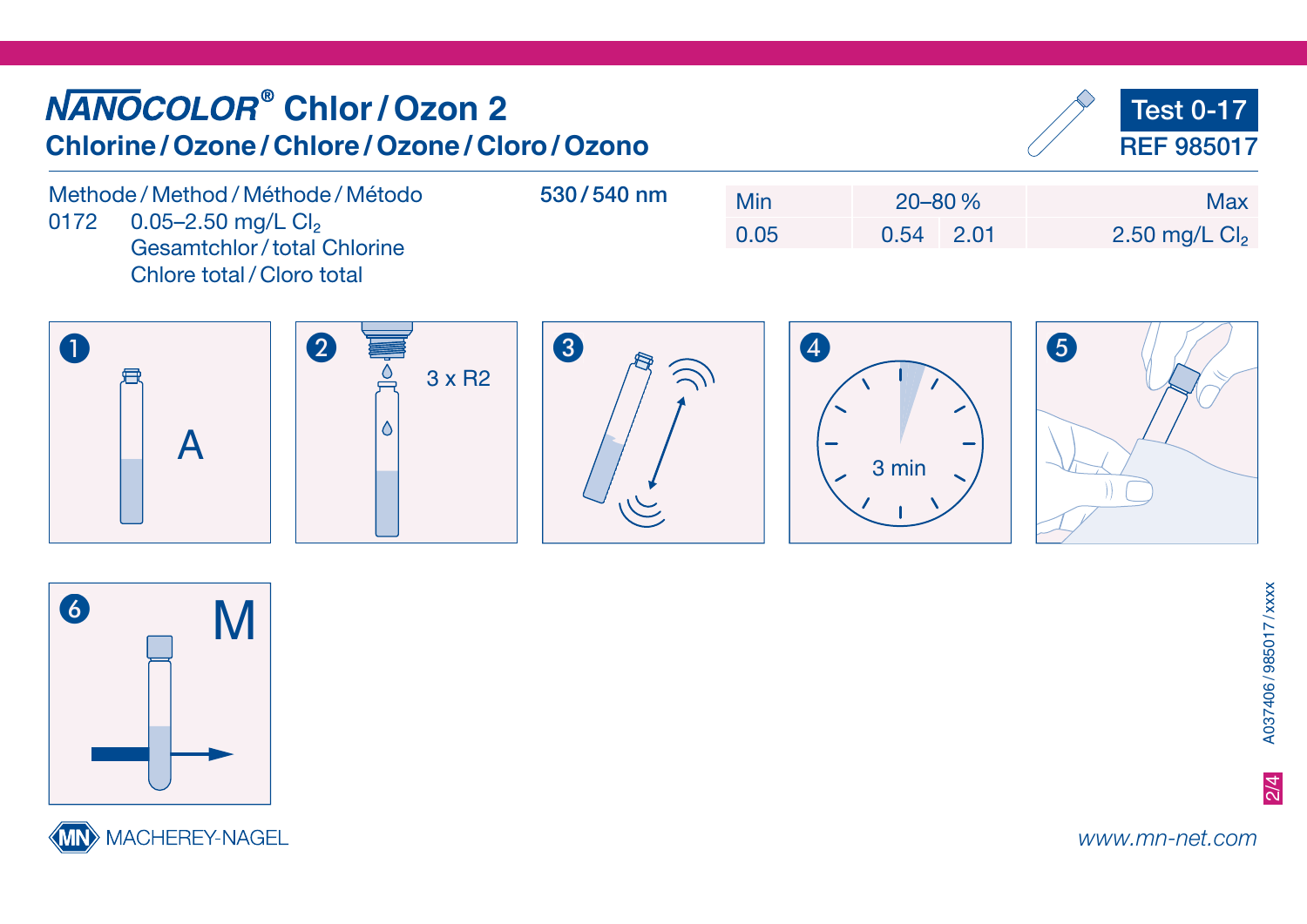# NANOCOLOR® Chlor / Ozon 2

## Chlorine / Ozone / Chlore / Ozone / Cloro / Ozono

**Test 0-17**
REF 985017

Methode / Method / Méthode / Método

0172 0.05–2.50 mg/L $Cl_2$
Gesamtchlor / total Chlorine
Chlore total / Cloro total

**530 / 540 nm**

| Min | 20–80 % | | Max |
|---|---|---|---|
| 0.05 | 0.54 | 2.01 | 2.50 mg/L $Cl_2$ |

1. A
2. 3 x R2
3. 
4. 3 min
5. 
6. M

A037406 / 985017 / xxxx

MACHEREY-NAGEL

www.mn-net.com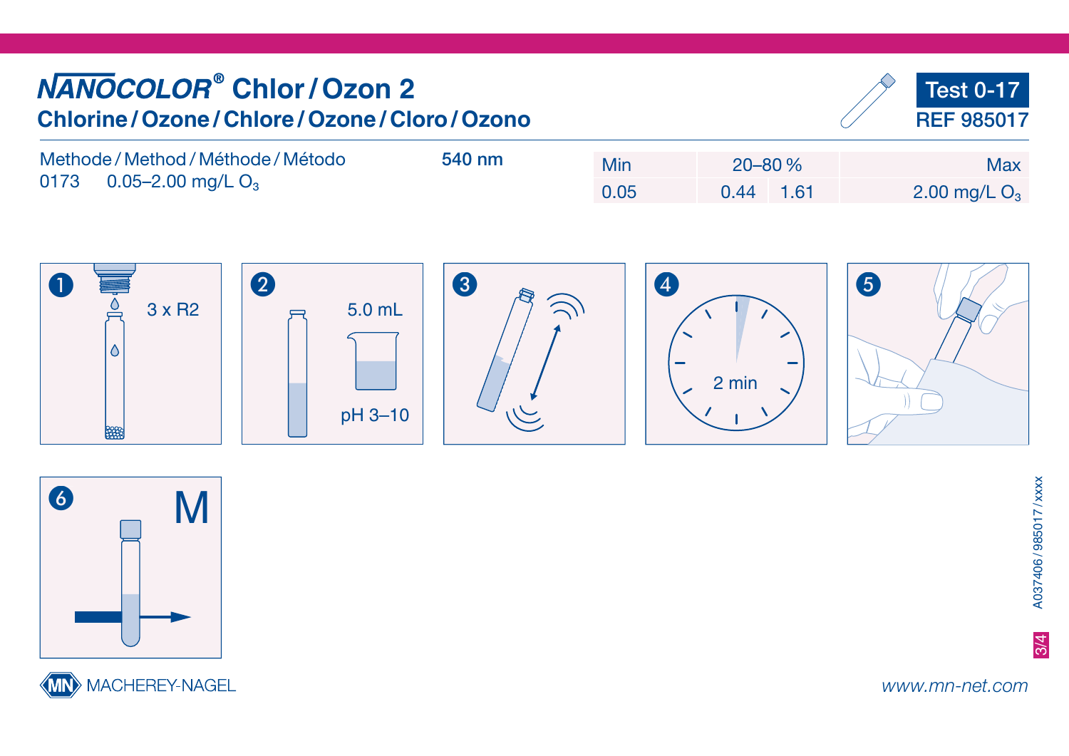# NANOCOLOR® Chlor / Ozon 2

## Chlorine / Ozone / Chlore / Ozone / Cloro / Ozono

**Test 0-17**

**REF 985017**

Methode / Method / Méthode / Método

0173 0.05–2.00 mg/L $O_3$

**540 nm**

| Min | 20–80 % | | Max |
|---|---|---|---|
| 0.05 | 0.44 | 1.61 | 2.00 mg/L $O_3$ |

1. 3 x R2
2. 5.0 mL, pH 3–10
3. 
4. 2 min
5. 
6. M

A037406 / 985017 / xxxx

MACHEREY-NAGEL

www.mn-net.com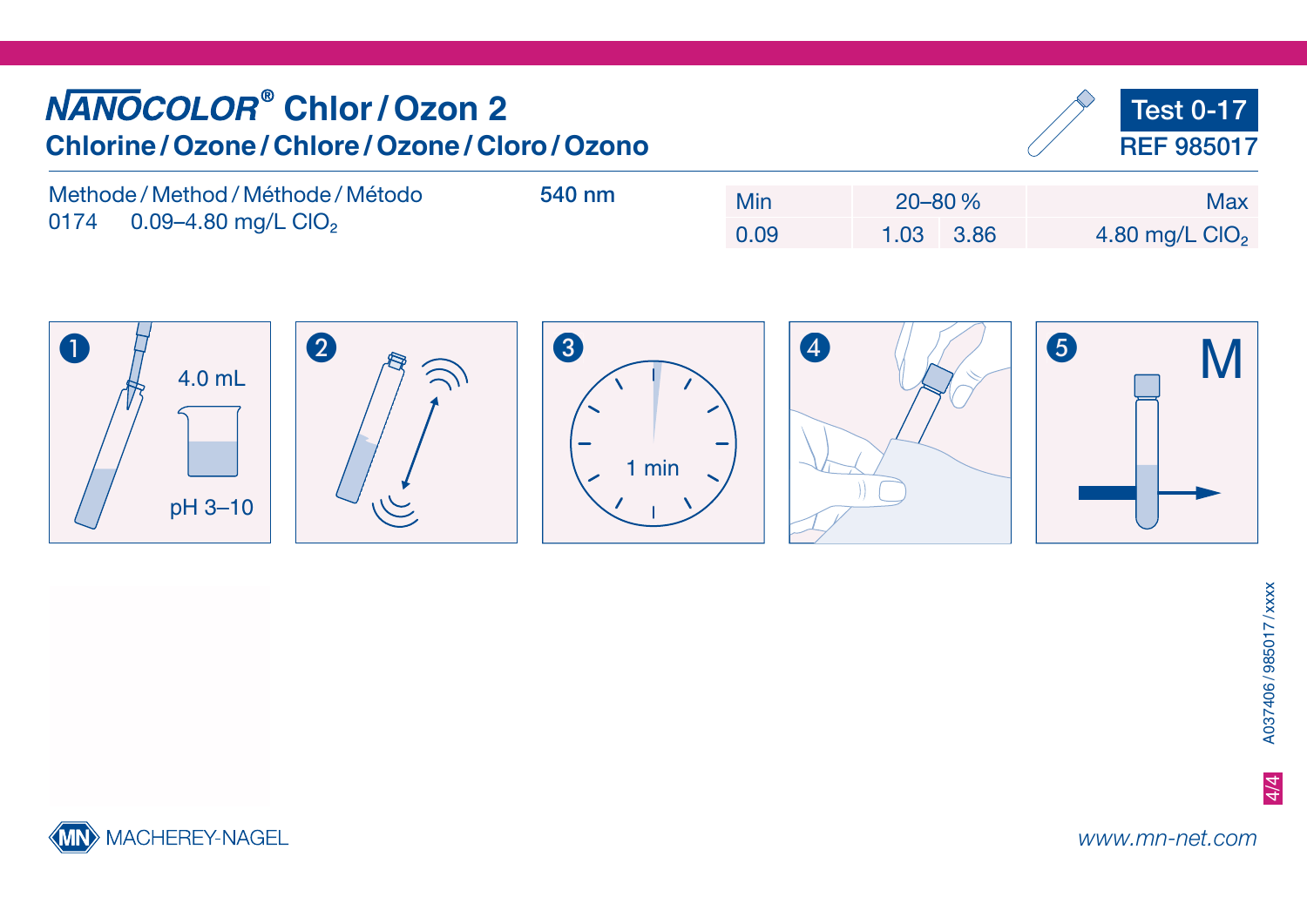# NANOCOLOR® Chlor / Ozon 2

## Chlorine / Ozone / Chlore / Ozone / Cloro / Ozono

**Test 0-17**
**REF 985017**

Methode / Method / Méthode / Método
0174 0.09–4.80 mg/L $ClO_2$

**540 nm**

| Min | 20–80 % | | Max |
|---|---|---|---|
| 0.09 | 1.03 | 3.86 | 4.80 mg/L $ClO_2$ |

1. 4.0 mL
   pH 3–10
2. 
3. 1 min
4. 
5. M

A037406 / 985017 / xxxx

MACHEREY-NAGEL

www.mn-net.com